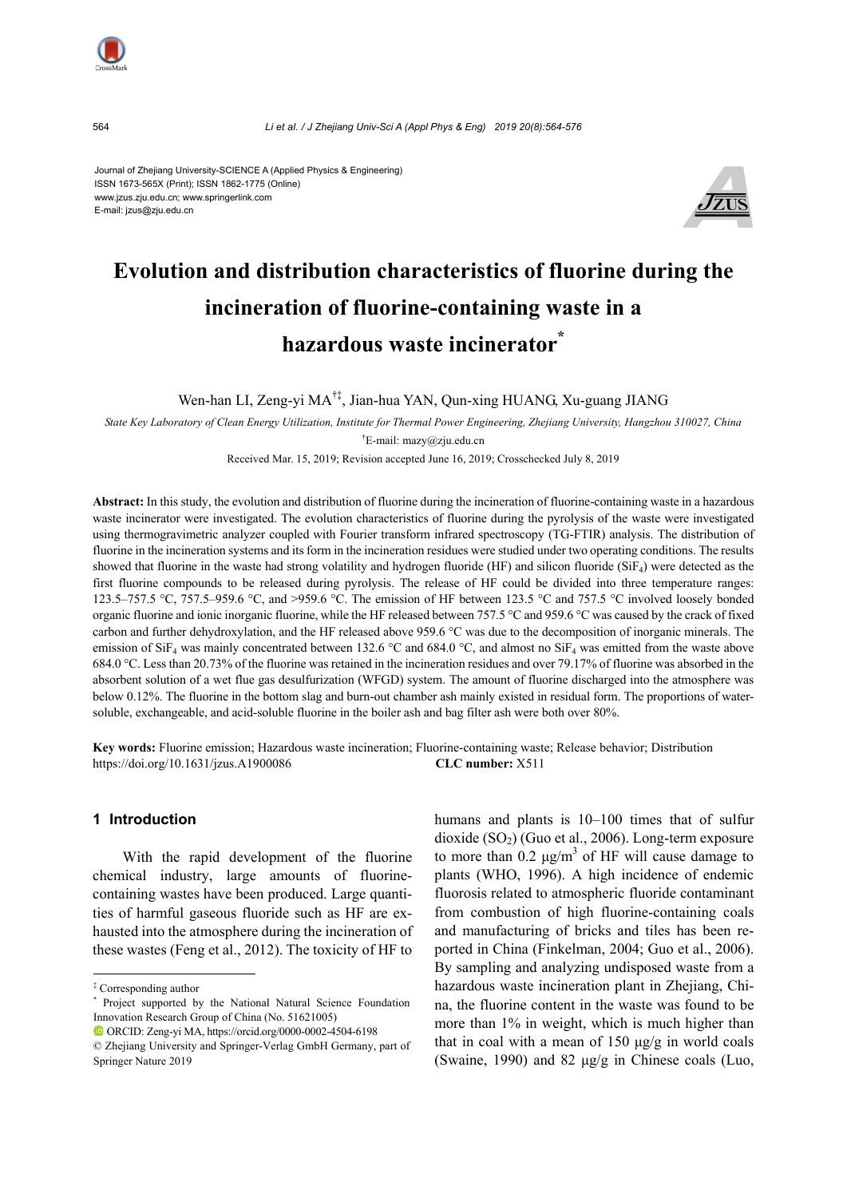Journal of Zhejiang University-SCIENCE A (Applied Physics & Engineering)
ISSN 1673-565X (Print); ISSN 1862-1775 (Online)
www.jzus.zju.edu.cn; www.springerlink.com
E-mail: jzus@zju.edu.cn

# Evolution and distribution characteristics of fluorine during the incineration of fluorine-containing waste in a hazardous waste incinerator*

Wen-han LI, Zeng-yi MA[†‡], Jian-hua YAN, Qun-xing HUANG, Xu-guang JIANG

*State Key Laboratory of Clean Energy Utilization, Institute for Thermal Power Engineering, Zhejiang University, Hangzhou 310027, China*

[†]E-mail: mazy@zju.edu.cn

Received Mar. 15, 2019; Revision accepted June 16, 2019; Crosschecked July 8, 2019

**Abstract:** In this study, the evolution and distribution of fluorine during the incineration of fluorine-containing waste in a hazardous waste incinerator were investigated. The evolution characteristics of fluorine during the pyrolysis of the waste were investigated using thermogravimetric analyzer coupled with Fourier transform infrared spectroscopy (TG-FTIR) analysis. The distribution of fluorine in the incineration systems and its form in the incineration residues were studied under two operating conditions. The results showed that fluorine in the waste had strong volatility and hydrogen fluoride (HF) and silicon fluoride ($SiF_4$) were detected as the first fluorine compounds to be released during pyrolysis. The release of HF could be divided into three temperature ranges: 123.5–757.5 °C, 757.5–959.6 °C, and >959.6 °C. The emission of HF between 123.5 °C and 757.5 °C involved loosely bonded organic fluorine and ionic inorganic fluorine, while the HF released between 757.5 °C and 959.6 °C was caused by the crack of fixed carbon and further dehydroxylation, and the HF released above 959.6 °C was due to the decomposition of inorganic minerals. The emission of $SiF_4$ was mainly concentrated between 132.6 °C and 684.0 °C, and almost no $SiF_4$ was emitted from the waste above 684.0 °C. Less than 20.73% of the fluorine was retained in the incineration residues and over 79.17% of fluorine was absorbed in the absorbent solution of a wet flue gas desulfurization (WFGD) system. The amount of fluorine discharged into the atmosphere was below 0.12%. The fluorine in the bottom slag and burn-out chamber ash mainly existed in residual form. The proportions of water-soluble, exchangeable, and acid-soluble fluorine in the boiler ash and bag filter ash were both over 80%.

**Key words:** Fluorine emission; Hazardous waste incineration; Fluorine-containing waste; Release behavior; Distribution
https://doi.org/10.1631/jzus.A1900086 **CLC number:** X511

## 1 Introduction

With the rapid development of the fluorine chemical industry, large amounts of fluorine-containing wastes have been produced. Large quantities of harmful gaseous fluoride such as HF are exhausted into the atmosphere during the incineration of these wastes (Feng et al., 2012). The toxicity of HF to humans and plants is 10–100 times that of sulfur dioxide ($SO_2$) (Guo et al., 2006). Long-term exposure to more than 0.2 μg/m$^3$ of HF will cause damage to plants (WHO, 1996). A high incidence of endemic fluorosis related to atmospheric fluoride contaminant from combustion of high fluorine-containing coals and manufacturing of bricks and tiles has been reported in China (Finkelman, 2004; Guo et al., 2006). By sampling and analyzing undisposed waste from a hazardous waste incineration plant in Zhejiang, China, the fluorine content in the waste was found to be more than 1% in weight, which is much higher than that in coal with a mean of 150 μg/g in world coals (Swaine, 1990) and 82 μg/g in Chinese coals (Luo,

---

‡ Corresponding author

\* Project supported by the National Natural Science Foundation Innovation Research Group of China (No. 51621005)

ORCID: Zeng-yi MA, https://orcid.org/0000-0002-4504-6198

© Zhejiang University and Springer-Verlag GmbH Germany, part of Springer Nature 2019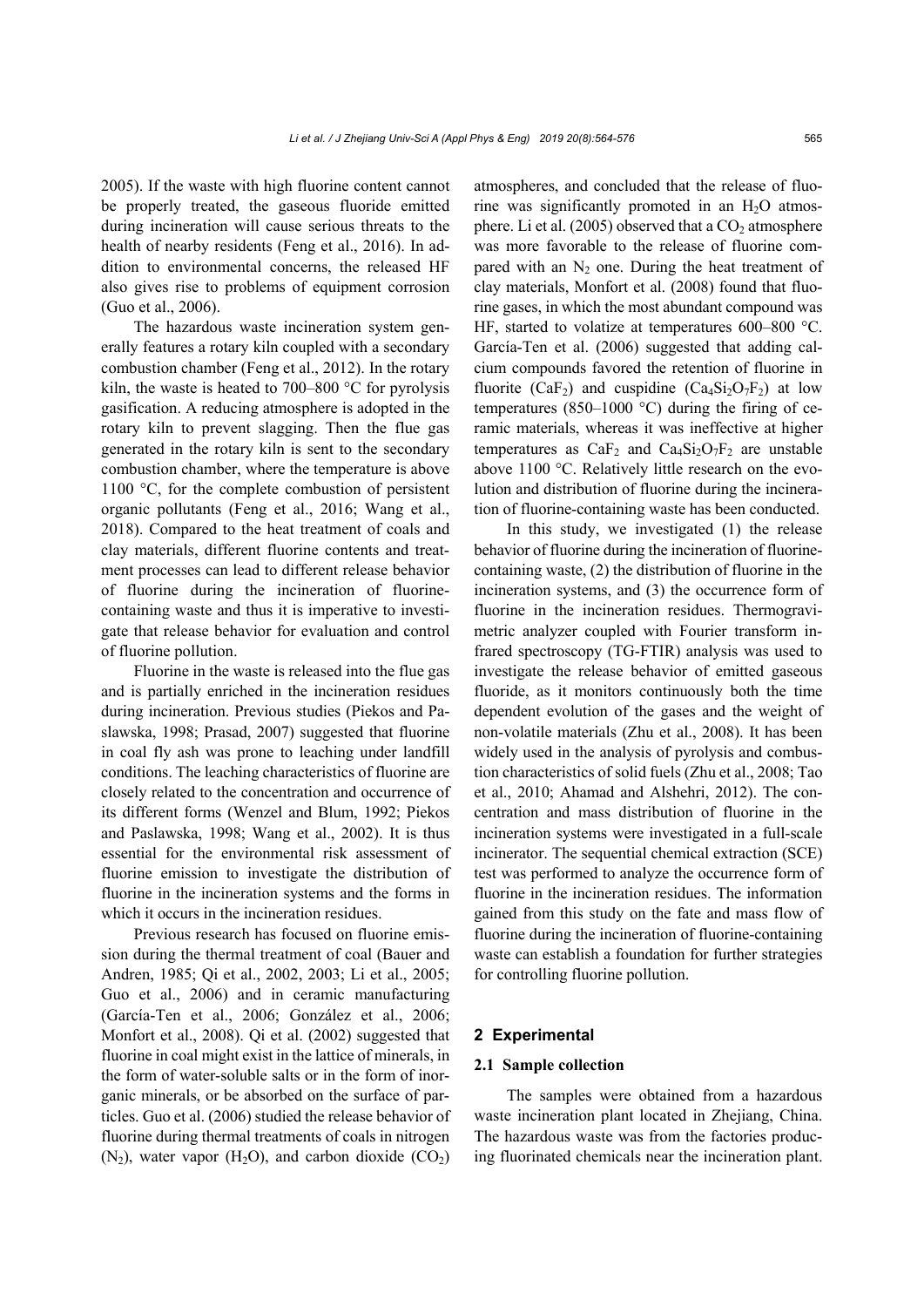2005). If the waste with high fluorine content cannot be properly treated, the gaseous fluoride emitted during incineration will cause serious threats to the health of nearby residents (Feng et al., 2016). In addition to environmental concerns, the released HF also gives rise to problems of equipment corrosion (Guo et al., 2006).

The hazardous waste incineration system generally features a rotary kiln coupled with a secondary combustion chamber (Feng et al., 2012). In the rotary kiln, the waste is heated to 700–800 °C for pyrolysis gasification. A reducing atmosphere is adopted in the rotary kiln to prevent slagging. Then the flue gas generated in the rotary kiln is sent to the secondary combustion chamber, where the temperature is above 1100 °C, for the complete combustion of persistent organic pollutants (Feng et al., 2016; Wang et al., 2018). Compared to the heat treatment of coals and clay materials, different fluorine contents and treatment processes can lead to different release behavior of fluorine during the incineration of fluorine-containing waste and thus it is imperative to investigate that release behavior for evaluation and control of fluorine pollution.

Fluorine in the waste is released into the flue gas and is partially enriched in the incineration residues during incineration. Previous studies (Piekos and Paslawska, 1998; Prasad, 2007) suggested that fluorine in coal fly ash was prone to leaching under landfill conditions. The leaching characteristics of fluorine are closely related to the concentration and occurrence of its different forms (Wenzel and Blum, 1992; Piekos and Paslawska, 1998; Wang et al., 2002). It is thus essential for the environmental risk assessment of fluorine emission to investigate the distribution of fluorine in the incineration systems and the forms in which it occurs in the incineration residues.

Previous research has focused on fluorine emission during the thermal treatment of coal (Bauer and Andren, 1985; Qi et al., 2002, 2003; Li et al., 2005; Guo et al., 2006) and in ceramic manufacturing (García-Ten et al., 2006; González et al., 2006; Monfort et al., 2008). Qi et al. (2002) suggested that fluorine in coal might exist in the lattice of minerals, in the form of water-soluble salts or in the form of inorganic minerals, or be absorbed on the surface of particles. Guo et al. (2006) studied the release behavior of fluorine during thermal treatments of coals in nitrogen ($N_2$), water vapor ($H_2O$), and carbon dioxide ($CO_2$) atmospheres, and concluded that the release of fluorine was significantly promoted in an $H_2O$ atmosphere. Li et al. (2005) observed that a $CO_2$ atmosphere was more favorable to the release of fluorine compared with an $N_2$ one. During the heat treatment of clay materials, Monfort et al. (2008) found that fluorine gases, in which the most abundant compound was HF, started to volatize at temperatures 600–800 °C. García-Ten et al. (2006) suggested that adding calcium compounds favored the retention of fluorine in fluorite ($CaF_2$) and cuspidine ($Ca_4Si_2O_7F_2$) at low temperatures (850–1000 °C) during the firing of ceramic materials, whereas it was ineffective at higher temperatures as $CaF_2$ and $Ca_4Si_2O_7F_2$ are unstable above 1100 °C. Relatively little research on the evolution and distribution of fluorine during the incineration of fluorine-containing waste has been conducted.

In this study, we investigated (1) the release behavior of fluorine during the incineration of fluorine-containing waste, (2) the distribution of fluorine in the incineration systems, and (3) the occurrence form of fluorine in the incineration residues. Thermogravimetric analyzer coupled with Fourier transform infrared spectroscopy (TG-FTIR) analysis was used to investigate the release behavior of emitted gaseous fluoride, as it monitors continuously both the time dependent evolution of the gases and the weight of non-volatile materials (Zhu et al., 2008). It has been widely used in the analysis of pyrolysis and combustion characteristics of solid fuels (Zhu et al., 2008; Tao et al., 2010; Ahamad and Alshehri, 2012). The concentration and mass distribution of fluorine in the incineration systems were investigated in a full-scale incinerator. The sequential chemical extraction (SCE) test was performed to analyze the occurrence form of fluorine in the incineration residues. The information gained from this study on the fate and mass flow of fluorine during the incineration of fluorine-containing waste can establish a foundation for further strategies for controlling fluorine pollution.

## 2 Experimental

### 2.1 Sample collection

The samples were obtained from a hazardous waste incineration plant located in Zhejiang, China. The hazardous waste was from the factories producing fluorinated chemicals near the incineration plant.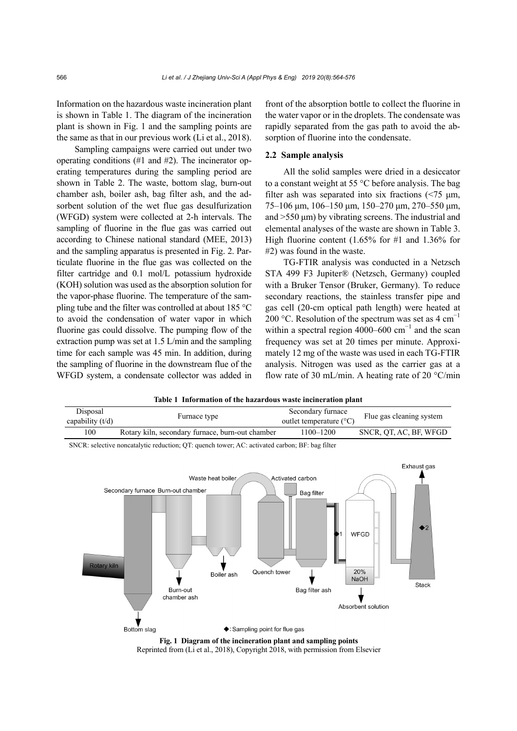Information on the hazardous waste incineration plant is shown in Table 1. The diagram of the incineration plant is shown in Fig. 1 and the sampling points are the same as that in our previous work (Li et al., 2018).

Sampling campaigns were carried out under two operating conditions (#1 and #2). The incinerator operating temperatures during the sampling period are shown in Table 2. The waste, bottom slag, burn-out chamber ash, boiler ash, bag filter ash, and the adsorbent solution of the wet flue gas desulfurization (WFGD) system were collected at 2-h intervals. The sampling of fluorine in the flue gas was carried out according to Chinese national standard (MEE, 2013) and the sampling apparatus is presented in Fig. 2. Particulate fluorine in the flue gas was collected on the filter cartridge and 0.1 mol/L potassium hydroxide (KOH) solution was used as the absorption solution for the vapor-phase fluorine. The temperature of the sampling tube and the filter was controlled at about 185 °C to avoid the condensation of water vapor in which fluorine gas could dissolve. The pumping flow of the extraction pump was set at 1.5 L/min and the sampling time for each sample was 45 min. In addition, during the sampling of fluorine in the downstream flue of the WFGD system, a condensate collector was added in front of the absorption bottle to collect the fluorine in the water vapor or in the droplets. The condensate was rapidly separated from the gas path to avoid the absorption of fluorine into the condensate.

## 2.2 Sample analysis

All the solid samples were dried in a desiccator to a constant weight at 55 °C before analysis. The bag filter ash was separated into six fractions (<75 μm, 75–106 μm, 106–150 μm, 150–270 μm, 270–550 μm, and >550 μm) by vibrating screens. The industrial and elemental analyses of the waste are shown in Table 3. High fluorine content (1.65% for #1 and 1.36% for #2) was found in the waste.

TG-FTIR analysis was conducted in a Netzsch STA 499 F3 Jupiter® (Netzsch, Germany) coupled with a Bruker Tensor (Bruker, Germany). To reduce secondary reactions, the stainless transfer pipe and gas cell (20-cm optical path length) were heated at 200 °C. Resolution of the spectrum was set as 4 $cm^{-1}$ within a spectral region 4000–600 $cm^{-1}$ and the scan frequency was set at 20 times per minute. Approximately 12 mg of the waste was used in each TG-FTIR analysis. Nitrogen was used as the carrier gas at a flow rate of 30 mL/min. A heating rate of 20 °C/min

**Table 1 Information of the hazardous waste incineration plant**

| Disposal capability (t/d) | Furnace type | Secondary furnace outlet temperature (°C) | Flue gas cleaning system |
|---|---|---|---|
| 100 | Rotary kiln, secondary furnace, burn-out chamber | 1100–1200 | SNCR, QT, AC, BF, WFGD |

SNCR: selective noncatalytic reduction; QT: quench tower; AC: activated carbon; BF: bag filter

**Fig. 1 Diagram of the incineration plant and sampling points**
Reprinted from (Li et al., 2018), Copyright 2018, with permission from Elsevier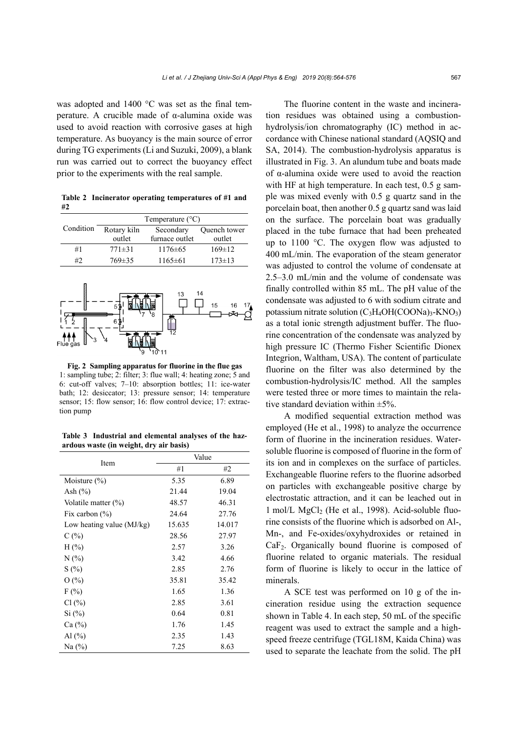was adopted and 1400 °C was set as the final temperature. A crucible made of α-alumina oxide was used to avoid reaction with corrosive gases at high temperature. As buoyancy is the main source of error during TG experiments (Li and Suzuki, 2009), a blank run was carried out to correct the buoyancy effect prior to the experiments with the real sample.

**Table 2 Incinerator operating temperatures of #1 and #2**

| Condition | Temperature (°C) | | |
|---|---|---|---|
| | Rotary kiln outlet | Secondary furnace outlet | Quench tower outlet |
| #1 | 771±31 | 1176±65 | 169±12 |
| #2 | 769±35 | 1165±61 | 173±13 |

**Fig. 2 Sampling apparatus for fluorine in the flue gas**
1: sampling tube; 2: filter; 3: flue wall; 4: heating zone; 5 and 6: cut-off valves; 7–10: absorption bottles; 11: ice-water bath; 12: desiccator; 13: pressure sensor; 14: temperature sensor; 15: flow sensor; 16: flow control device; 17: extraction pump

**Table 3 Industrial and elemental analyses of the hazardous waste (in weight, dry air basis)**

| Item | Value | |
|---|---|---|
| | #1 | #2 |
| Moisture (%) | 5.35 | 6.89 |
| Ash (%) | 21.44 | 19.04 |
| Volatile matter (%) | 48.57 | 46.31 |
| Fix carbon (%) | 24.64 | 27.76 |
| Low heating value (MJ/kg) | 15.635 | 14.017 |
| C (%) | 28.56 | 27.97 |
| H (%) | 2.57 | 3.26 |
| N (%) | 3.42 | 4.66 |
| S (%) | 2.85 | 2.76 |
| O (%) | 35.81 | 35.42 |
| F (%) | 1.65 | 1.36 |
| Cl (%) | 2.85 | 3.61 |
| Si (%) | 0.64 | 0.81 |
| Ca (%) | 1.76 | 1.45 |
| Al (%) | 2.35 | 1.43 |
| Na (%) | 7.25 | 8.63 |

The fluorine content in the waste and incineration residues was obtained using a combustion-hydrolysis/ion chromatography (IC) method in accordance with Chinese national standard (AQSIQ and SA, 2014). The combustion-hydrolysis apparatus is illustrated in Fig. 3. An alundum tube and boats made of α-alumina oxide were used to avoid the reaction with HF at high temperature. In each test, 0.5 g sample was mixed evenly with 0.5 g quartz sand in the porcelain boat, then another 0.5 g quartz sand was laid on the surface. The porcelain boat was gradually placed in the tube furnace that had been preheated up to 1100 °C. The oxygen flow was adjusted to 400 mL/min. The evaporation of the steam generator was adjusted to control the volume of condensate at 2.5–3.0 mL/min and the volume of condensate was finally controlled within 85 mL. The pH value of the condensate was adjusted to 6 with sodium citrate and potassium nitrate solution ($C_3H_4OH(COONa)_3$-$KNO_3$) as a total ionic strength adjustment buffer. The fluorine concentration of the condensate was analyzed by high pressure IC (Thermo Fisher Scientific Dionex Integrion, Waltham, USA). The content of particulate fluorine on the filter was also determined by the combustion-hydrolysis/IC method. All the samples were tested three or more times to maintain the relative standard deviation within ±5%.

A modified sequential extraction method was employed (He et al., 1998) to analyze the occurrence form of fluorine in the incineration residues. Water-soluble fluorine is composed of fluorine in the form of its ion and in complexes on the surface of particles. Exchangeable fluorine refers to the fluorine adsorbed on particles with exchangeable positive charge by electrostatic attraction, and it can be leached out in 1 mol/L $MgCl_2$ (He et al., 1998). Acid-soluble fluorine consists of the fluorine which is adsorbed on Al-, Mn-, and Fe-oxides/oxyhydroxides or retained in $CaF_2$. Organically bound fluorine is composed of fluorine related to organic materials. The residual form of fluorine is likely to occur in the lattice of minerals.

A SCE test was performed on 10 g of the incineration residue using the extraction sequence shown in Table 4. In each step, 50 mL of the specific reagent was used to extract the sample and a high-speed freeze centrifuge (TGL18M, Kaida China) was used to separate the leachate from the solid. The pH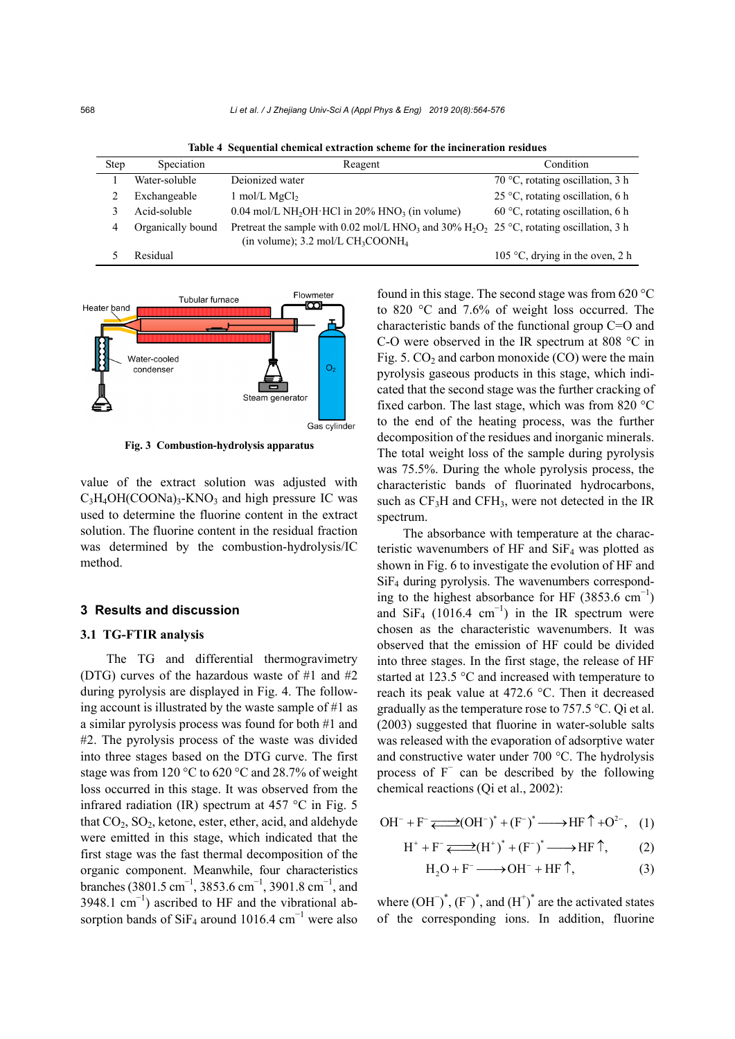**Table 4 Sequential chemical extraction scheme for the incineration residues**

| Step | Speciation | Reagent | Condition |
|---|---|---|---|
| 1 | Water-soluble | Deionized water | 70 °C, rotating oscillation, 3 h |
| 2 | Exchangeable | 1 mol/L $MgCl_2$ | 25 °C, rotating oscillation, 6 h |
| 3 | Acid-soluble | 0.04 mol/L $NH_2OH{\cdot}HCl$ in 20% $HNO_3$ (in volume) | 60 °C, rotating oscillation, 6 h |
| 4 | Organically bound | Pretreat the sample with 0.02 mol/L $HNO_3$ and 30% $H_2O_2$ (in volume); 3.2 mol/L $CH_3COONH_4$ | 25 °C, rotating oscillation, 3 h |
| 5 | Residual | | 105 °C, drying in the oven, 2 h |

Fig. 3 Combustion-hydrolysis apparatus

value of the extract solution was adjusted with $C_3H_4OH(COONa)_3$-$KNO_3$ and high pressure IC was used to determine the fluorine content in the extract solution. The fluorine content in the residual fraction was determined by the combustion-hydrolysis/IC method.

## 3 Results and discussion

### 3.1 TG-FTIR analysis

The TG and differential thermogravimetry (DTG) curves of the hazardous waste of #1 and #2 during pyrolysis are displayed in Fig. 4. The following account is illustrated by the waste sample of #1 as a similar pyrolysis process was found for both #1 and #2. The pyrolysis process of the waste was divided into three stages based on the DTG curve. The first stage was from 120 °C to 620 °C and 28.7% of weight loss occurred in this stage. It was observed from the infrared radiation (IR) spectrum at 457 °C in Fig. 5 that $CO_2$, $SO_2$, ketone, ester, ether, acid, and aldehyde were emitted in this stage, which indicated that the first stage was the fast thermal decomposition of the organic component. Meanwhile, four characteristics branches (3801.5 $cm^{-1}$, 3853.6 $cm^{-1}$, 3901.8 $cm^{-1}$, and 3948.1 $cm^{-1}$) ascribed to HF and the vibrational absorption bands of $SiF_4$ around 1016.4 $cm^{-1}$ were also found in this stage. The second stage was from 620 °C to 820 °C and 7.6% of weight loss occurred. The characteristic bands of the functional group C=O and C-O were observed in the IR spectrum at 808 °C in Fig. 5. $CO_2$ and carbon monoxide (CO) were the main pyrolysis gaseous products in this stage, which indicated that the second stage was the further cracking of fixed carbon. The last stage, which was from 820 °C to the end of the heating process, was the further decomposition of the residues and inorganic minerals. The total weight loss of the sample during pyrolysis was 75.5%. During the whole pyrolysis process, the characteristic bands of fluorinated hydrocarbons, such as $CF_3H$ and $CFH_3$, were not detected in the IR spectrum.

The absorbance with temperature at the characteristic wavenumbers of HF and $SiF_4$ was plotted as shown in Fig. 6 to investigate the evolution of HF and $SiF_4$ during pyrolysis. The wavenumbers corresponding to the highest absorbance for HF (3853.6 $cm^{-1}$) and $SiF_4$ (1016.4 $cm^{-1}$) in the IR spectrum were chosen as the characteristic wavenumbers. It was observed that the emission of HF could be divided into three stages. In the first stage, the release of HF started at 123.5 °C and increased with temperature to reach its peak value at 472.6 °C. Then it decreased gradually as the temperature rose to 757.5 °C. Qi et al. (2003) suggested that fluorine in water-soluble salts was released with the evaporation of adsorptive water and constructive water under 700 °C. The hydrolysis process of $F^-$ can be described by the following chemical reactions (Qi et al., 2002):

$$OH^- + F^- \rightleftharpoons (OH^-)^* + (F^-)^* \longrightarrow HF\uparrow + O^{2-}, \quad (1)$$

$$H^+ + F^- \rightleftharpoons (H^+)^* + (F^-)^* \longrightarrow HF\uparrow, \quad (2)$$

$$H_2O + F^- \longrightarrow OH^- + HF\uparrow, \quad (3)$$

where $(OH^-)^*$, $(F^-)^*$, and $(H^+)^*$ are the activated states of the corresponding ions. In addition, fluorine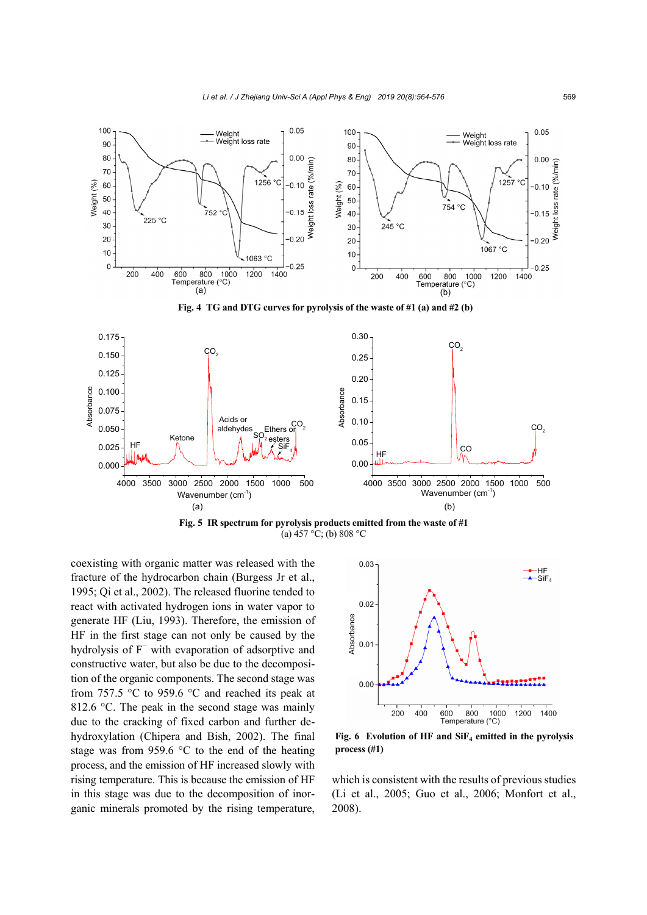Fig. 4 TG and DTG curves for pyrolysis of the waste of #1 (a) and #2 (b)

Fig. 5 IR spectrum for pyrolysis products emitted from the waste of #1
(a) 457 °C; (b) 808 °C

coexisting with organic matter was released with the fracture of the hydrocarbon chain (Burgess Jr et al., 1995; Qi et al., 2002). The released fluorine tended to react with activated hydrogen ions in water vapor to generate HF (Liu, 1993). Therefore, the emission of HF in the first stage can not only be caused by the hydrolysis of $F^-$ with evaporation of adsorptive and constructive water, but also be due to the decomposition of the organic components. The second stage was from 757.5 °C to 959.6 °C and reached its peak at 812.6 °C. The peak in the second stage was mainly due to the cracking of fixed carbon and further dehydroxylation (Chipera and Bish, 2002). The final stage was from 959.6 °C to the end of the heating process, and the emission of HF increased slowly with rising temperature. This is because the emission of HF in this stage was due to the decomposition of inorganic minerals promoted by the rising temperature, which is consistent with the results of previous studies (Li et al., 2005; Guo et al., 2006; Monfort et al., 2008).

**Fig. 6 Evolution of HF and $SiF_4$ emitted in the pyrolysis process (#1)**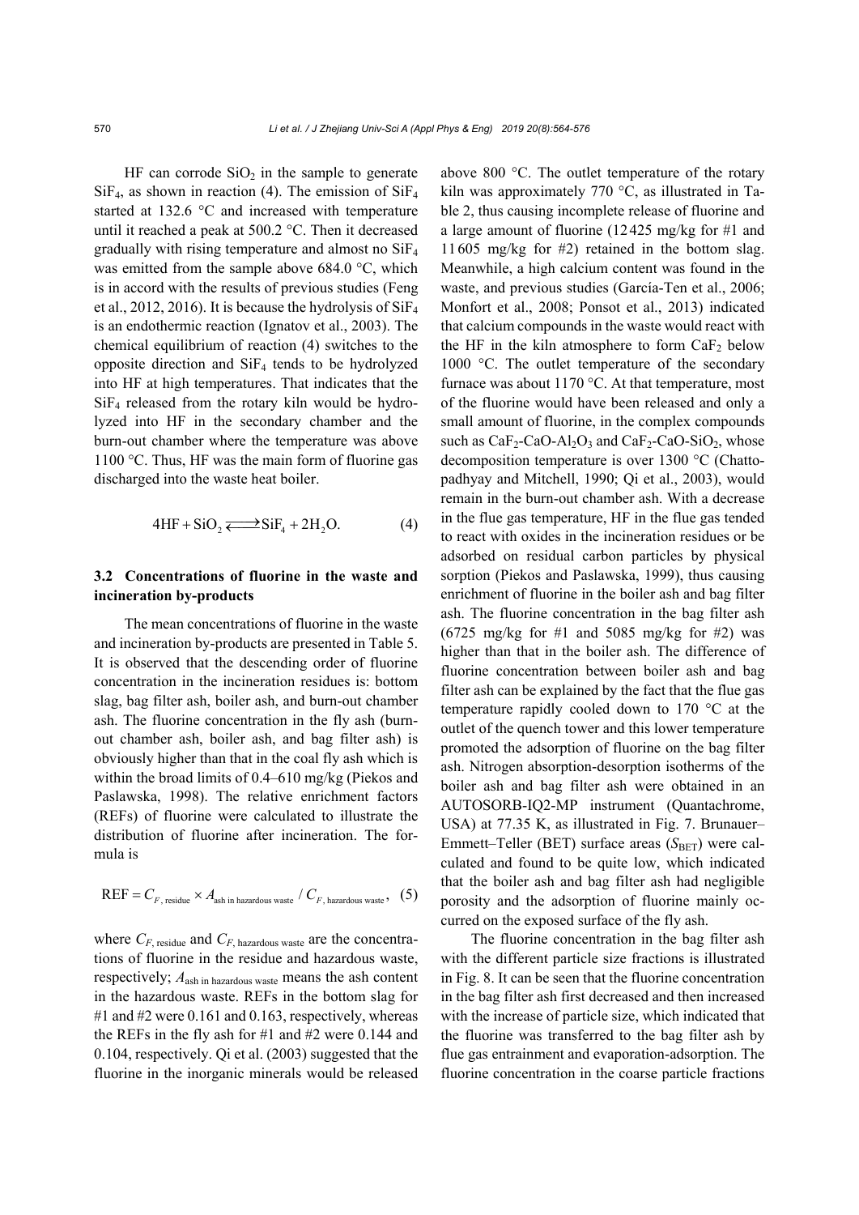HF can corrode $SiO_2$ in the sample to generate $SiF_4$, as shown in reaction (4). The emission of $SiF_4$ started at 132.6 °C and increased with temperature until it reached a peak at 500.2 °C. Then it decreased gradually with rising temperature and almost no $SiF_4$ was emitted from the sample above 684.0 °C, which is in accord with the results of previous studies (Feng et al., 2012, 2016). It is because the hydrolysis of $SiF_4$ is an endothermic reaction (Ignatov et al., 2003). The chemical equilibrium of reaction (4) switches to the opposite direction and $SiF_4$ tends to be hydrolyzed into HF at high temperatures. That indicates that the $SiF_4$ released from the rotary kiln would be hydrolyzed into HF in the secondary chamber and the burn-out chamber where the temperature was above 1100 °C. Thus, HF was the main form of fluorine gas discharged into the waste heat boiler.

$$4\mathrm{HF} + \mathrm{SiO_2} \rightleftharpoons \mathrm{SiF_4} + 2\mathrm{H_2O}. \tag{4}$$

### 3.2 Concentrations of fluorine in the waste and incineration by-products

The mean concentrations of fluorine in the waste and incineration by-products are presented in Table 5. It is observed that the descending order of fluorine concentration in the incineration residues is: bottom slag, bag filter ash, boiler ash, and burn-out chamber ash. The fluorine concentration in the fly ash (burn-out chamber ash, boiler ash, and bag filter ash) is obviously higher than that in the coal fly ash which is within the broad limits of 0.4–610 mg/kg (Piekos and Paslawska, 1998). The relative enrichment factors (REFs) of fluorine were calculated to illustrate the distribution of fluorine after incineration. The formula is

$$\mathrm{REF} = C_{F,\,\mathrm{residue}} \times A_{\mathrm{ash\ in\ hazardous\ waste}} \,/\, C_{F,\,\mathrm{hazardous\ waste}}, \tag{5}$$

where $C_{F,\,\mathrm{residue}}$ and $C_{F,\,\mathrm{hazardous\ waste}}$ are the concentrations of fluorine in the residue and hazardous waste, respectively; $A_{\mathrm{ash\ in\ hazardous\ waste}}$ means the ash content in the hazardous waste. REFs in the bottom slag for #1 and #2 were 0.161 and 0.163, respectively, whereas the REFs in the fly ash for #1 and #2 were 0.144 and 0.104, respectively. Qi et al. (2003) suggested that the fluorine in the inorganic minerals would be released above 800 °C. The outlet temperature of the rotary kiln was approximately 770 °C, as illustrated in Table 2, thus causing incomplete release of fluorine and a large amount of fluorine (12425 mg/kg for #1 and 11605 mg/kg for #2) retained in the bottom slag. Meanwhile, a high calcium content was found in the waste, and previous studies (García-Ten et al., 2006; Monfort et al., 2008; Ponsot et al., 2013) indicated that calcium compounds in the waste would react with the HF in the kiln atmosphere to form $CaF_2$ below 1000 °C. The outlet temperature of the secondary furnace was about 1170 °C. At that temperature, most of the fluorine would have been released and only a small amount of fluorine, in the complex compounds such as $CaF_2$-$CaO$-$Al_2O_3$ and $CaF_2$-$CaO$-$SiO_2$, whose decomposition temperature is over 1300 °C (Chattopadhyay and Mitchell, 1990; Qi et al., 2003), would remain in the burn-out chamber ash. With a decrease in the flue gas temperature, HF in the flue gas tended to react with oxides in the incineration residues or be adsorbed on residual carbon particles by physical sorption (Piekos and Paslawska, 1999), thus causing enrichment of fluorine in the boiler ash and bag filter ash. The fluorine concentration in the bag filter ash (6725 mg/kg for #1 and 5085 mg/kg for #2) was higher than that in the boiler ash. The difference of fluorine concentration between boiler ash and bag filter ash can be explained by the fact that the flue gas temperature rapidly cooled down to 170 °C at the outlet of the quench tower and this lower temperature promoted the adsorption of fluorine on the bag filter ash. Nitrogen absorption-desorption isotherms of the boiler ash and bag filter ash were obtained in an AUTOSORB-IQ2-MP instrument (Quantachrome, USA) at 77.35 K, as illustrated in Fig. 7. Brunauer–Emmett–Teller (BET) surface areas ($S_{\mathrm{BET}}$) were calculated and found to be quite low, which indicated that the boiler ash and bag filter ash had negligible porosity and the adsorption of fluorine mainly occurred on the exposed surface of the fly ash.

The fluorine concentration in the bag filter ash with the different particle size fractions is illustrated in Fig. 8. It can be seen that the fluorine concentration in the bag filter ash first decreased and then increased with the increase of particle size, which indicated that the fluorine was transferred to the bag filter ash by flue gas entrainment and evaporation-adsorption. The fluorine concentration in the coarse particle fractions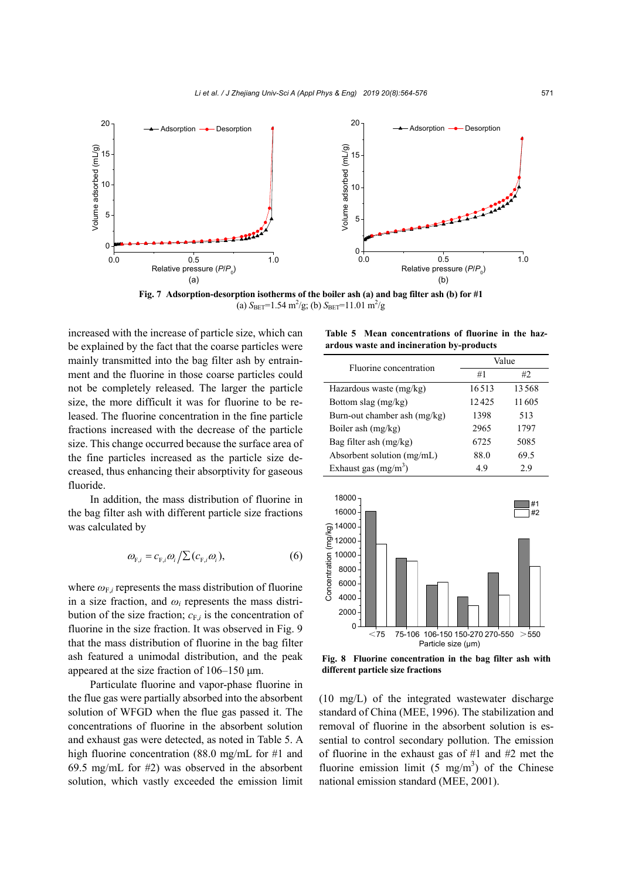Fig. 7 Adsorption-desorption isotherms of the boiler ash (a) and bag filter ash (b) for #1
(a) $S_{BET}$=1.54 m$^2$/g; (b) $S_{BET}$=11.01 m$^2$/g

increased with the increase of particle size, which can be explained by the fact that the coarse particles were mainly transmitted into the bag filter ash by entrainment and the fluorine in those coarse particles could not be completely released. The larger the particle size, the more difficult it was for fluorine to be released. The fluorine concentration in the fine particle fractions increased with the decrease of the particle size. This change occurred because the surface area of the fine particles increased as the particle size decreased, thus enhancing their absorptivity for gaseous fluoride.

In addition, the mass distribution of fluorine in the bag filter ash with different particle size fractions was calculated by

$$\omega_{F,i} = c_{F,i}\omega_i \Big/ \sum (c_{F,i}\omega_i), \tag{6}$$

where $\omega_{F,i}$ represents the mass distribution of fluorine in a size fraction, and $\omega_i$ represents the mass distribution of the size fraction; $c_{F,i}$ is the concentration of fluorine in the size fraction. It was observed in Fig. 9 that the mass distribution of fluorine in the bag filter ash featured a unimodal distribution, and the peak appeared at the size fraction of 106–150 μm.

Particulate fluorine and vapor-phase fluorine in the flue gas were partially absorbed into the absorbent solution of WFGD when the flue gas passed it. The concentrations of fluorine in the absorbent solution and exhaust gas were detected, as noted in Table 5. A high fluorine concentration (88.0 mg/mL for #1 and 69.5 mg/mL for #2) was observed in the absorbent solution, which vastly exceeded the emission limit (10 mg/L) of the integrated wastewater discharge standard of China (MEE, 1996). The stabilization and removal of fluorine in the absorbent solution is essential to control secondary pollution. The emission of fluorine in the exhaust gas of #1 and #2 met the fluorine emission limit (5 mg/m$^3$) of the Chinese national emission standard (MEE, 2001).

**Table 5 Mean concentrations of fluorine in the hazardous waste and incineration by-products**

| Fluorine concentration | Value | |
|---|---|---|
| | #1 | #2 |
| Hazardous waste (mg/kg) | 16513 | 13568 |
| Bottom slag (mg/kg) | 12425 | 11605 |
| Burn-out chamber ash (mg/kg) | 1398 | 513 |
| Boiler ash (mg/kg) | 2965 | 1797 |
| Bag filter ash (mg/kg) | 6725 | 5085 |
| Absorbent solution (mg/mL) | 88.0 | 69.5 |
| Exhaust gas (mg/m$^3$) | 4.9 | 2.9 |

Fig. 8 Fluorine concentration in the bag filter ash with different particle size fractions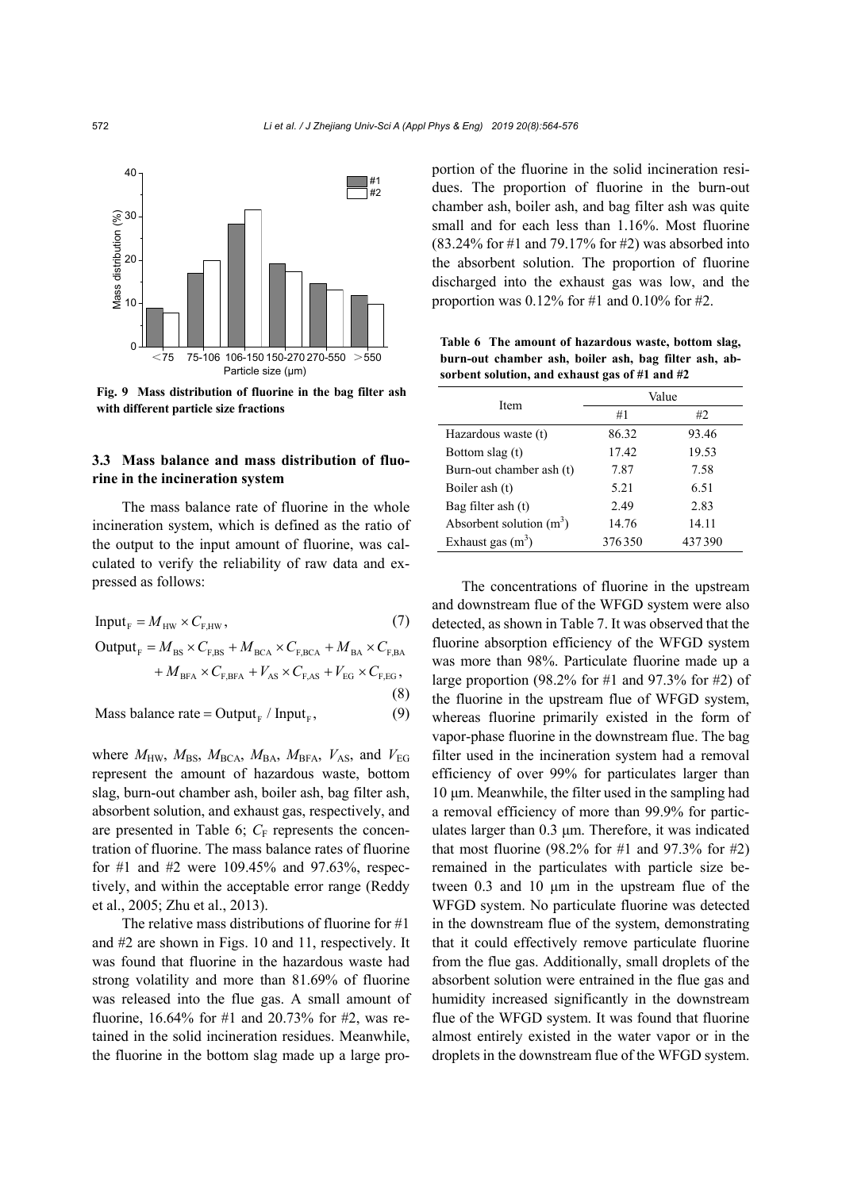Fig. 9 Mass distribution of fluorine in the bag filter ash with different particle size fractions

### 3.3 Mass balance and mass distribution of fluorine in the incineration system

The mass balance rate of fluorine in the whole incineration system, which is defined as the ratio of the output to the input amount of fluorine, was calculated to verify the reliability of raw data and expressed as follows:

$$\text{Input}_\text{F} = M_\text{HW} \times C_\text{F,HW}, \tag{7}$$

$$\text{Output}_\text{F} = M_\text{BS} \times C_\text{F,BS} + M_\text{BCA} \times C_\text{F,BCA} + M_\text{BA} \times C_\text{F,BA} + M_\text{BFA} \times C_\text{F,BFA} + V_\text{AS} \times C_\text{F,AS} + V_\text{EG} \times C_\text{F,EG}, \tag{8}$$

$$\text{Mass balance rate} = \text{Output}_\text{F} / \text{Input}_\text{F}, \tag{9}$$

where $M_\text{HW}$, $M_\text{BS}$, $M_\text{BCA}$, $M_\text{BA}$, $M_\text{BFA}$, $V_\text{AS}$, and $V_\text{EG}$ represent the amount of hazardous waste, bottom slag, burn-out chamber ash, boiler ash, bag filter ash, absorbent solution, and exhaust gas, respectively, and are presented in Table 6; $C_\text{F}$ represents the concentration of fluorine. The mass balance rates of fluorine for #1 and #2 were 109.45% and 97.63%, respectively, and within the acceptable error range (Reddy et al., 2005; Zhu et al., 2013).

The relative mass distributions of fluorine for #1 and #2 are shown in Figs. 10 and 11, respectively. It was found that fluorine in the hazardous waste had strong volatility and more than 81.69% of fluorine was released into the flue gas. A small amount of fluorine, 16.64% for #1 and 20.73% for #2, was retained in the solid incineration residues. Meanwhile, the fluorine in the bottom slag made up a large proportion of the fluorine in the solid incineration residues. The proportion of fluorine in the burn-out chamber ash, boiler ash, and bag filter ash was quite small and for each less than 1.16%. Most fluorine (83.24% for #1 and 79.17% for #2) was absorbed into the absorbent solution. The proportion of fluorine discharged into the exhaust gas was low, and the proportion was 0.12% for #1 and 0.10% for #2.

**Table 6 The amount of hazardous waste, bottom slag, burn-out chamber ash, boiler ash, bag filter ash, absorbent solution, and exhaust gas of #1 and #2**

| Item | Value | |
|---|---|---|
| | #1 | #2 |
| Hazardous waste (t) | 86.32 | 93.46 |
| Bottom slag (t) | 17.42 | 19.53 |
| Burn-out chamber ash (t) | 7.87 | 7.58 |
| Boiler ash (t) | 5.21 | 6.51 |
| Bag filter ash (t) | 2.49 | 2.83 |
| Absorbent solution ($m^3$) | 14.76 | 14.11 |
| Exhaust gas ($m^3$) | 376350 | 437390 |

The concentrations of fluorine in the upstream and downstream flue of the WFGD system were also detected, as shown in Table 7. It was observed that the fluorine absorption efficiency of the WFGD system was more than 98%. Particulate fluorine made up a large proportion (98.2% for #1 and 97.3% for #2) of the fluorine in the upstream flue of WFGD system, whereas fluorine primarily existed in the form of vapor-phase fluorine in the downstream flue. The bag filter used in the incineration system had a removal efficiency of over 99% for particulates larger than 10 μm. Meanwhile, the filter used in the sampling had a removal efficiency of more than 99.9% for particulates larger than 0.3 μm. Therefore, it was indicated that most fluorine (98.2% for #1 and 97.3% for #2) remained in the particulates with particle size between 0.3 and 10 μm in the upstream flue of the WFGD system. No particulate fluorine was detected in the downstream flue of the system, demonstrating that it could effectively remove particulate fluorine from the flue gas. Additionally, small droplets of the absorbent solution were entrained in the flue gas and humidity increased significantly in the downstream flue of the WFGD system. It was found that fluorine almost entirely existed in the water vapor or in the droplets in the downstream flue of the WFGD system.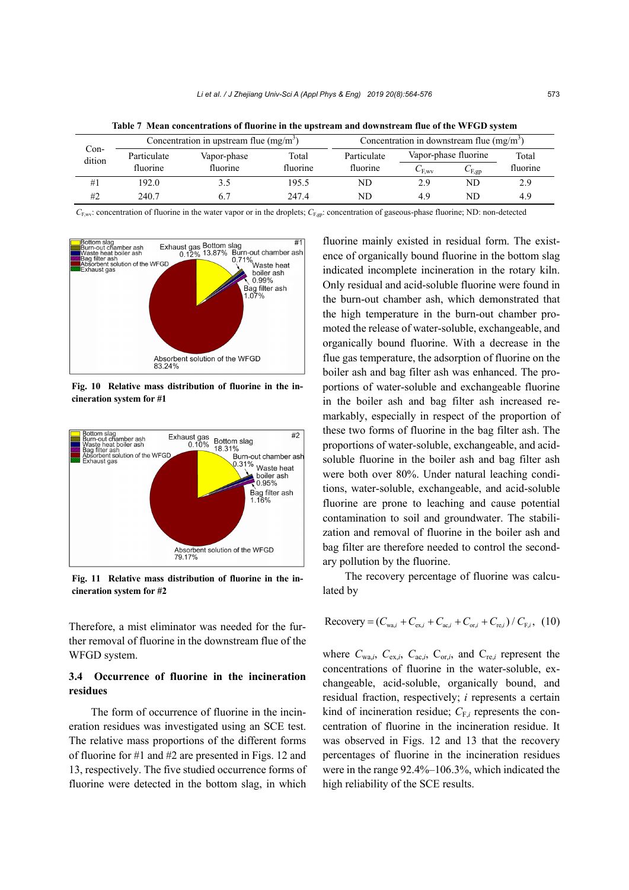Table 7 Mean concentrations of fluorine in the upstream and downstream flue of the WFGD system

| Condition | Concentration in upstream flue (mg/m$^3$) | | | Concentration in downstream flue (mg/m$^3$) | | | |
|---|---|---|---|---|---|---|---|
| | Particulate fluorine | Vapor-phase fluorine | Total fluorine | Particulate fluorine | Vapor-phase fluorine | | Total fluorine |
| | | | | | $C_{F,wv}$ | $C_{F,gp}$ | |
| #1 | 192.0 | 3.5 | 195.5 | ND | 2.9 | ND | 2.9 |
| #2 | 240.7 | 6.7 | 247.4 | ND | 4.9 | ND | 4.9 |

$C_{F,wv}$: concentration of fluorine in the water vapor or in the droplets; $C_{F,gp}$: concentration of gaseous-phase fluorine; ND: non-detected

**Fig. 10 Relative mass distribution of fluorine in the incineration system for #1**

**Fig. 11 Relative mass distribution of fluorine in the incineration system for #2**

Therefore, a mist eliminator was needed for the further removal of fluorine in the downstream flue of the WFGD system.

### 3.4 Occurrence of fluorine in the incineration residues

The form of occurrence of fluorine in the incineration residues was investigated using an SCE test. The relative mass proportions of the different forms of fluorine for #1 and #2 are presented in Figs. 12 and 13, respectively. The five studied occurrence forms of fluorine were detected in the bottom slag, in which fluorine mainly existed in residual form. The existence of organically bound fluorine in the bottom slag indicated incomplete incineration in the rotary kiln. Only residual and acid-soluble fluorine were found in the burn-out chamber ash, which demonstrated that the high temperature in the burn-out chamber promoted the release of water-soluble, exchangeable, and organically bound fluorine. With a decrease in the flue gas temperature, the adsorption of fluorine on the boiler ash and bag filter ash was enhanced. The proportions of water-soluble and exchangeable fluorine in the boiler ash and bag filter ash increased remarkably, especially in respect of the proportion of these two forms of fluorine in the bag filter ash. The proportions of water-soluble, exchangeable, and acid-soluble fluorine in the boiler ash and bag filter ash were both over 80%. Under natural leaching conditions, water-soluble, exchangeable, and acid-soluble fluorine are prone to leaching and cause potential contamination to soil and groundwater. The stabilization and removal of fluorine in the boiler ash and bag filter are therefore needed to control the secondary pollution by the fluorine.

The recovery percentage of fluorine was calculated by

$$\text{Recovery} = (C_{\text{wa},i} + C_{\text{ex},i} + C_{\text{ac},i} + C_{\text{or},i} + C_{\text{re},i}) / C_{\text{F},i}, \quad (10)$$

where $C_{\text{wa},i}$, $C_{\text{ex},i}$, $C_{\text{ac},i}$, $C_{\text{or},i}$, and $C_{\text{re},i}$ represent the concentrations of fluorine in the water-soluble, exchangeable, acid-soluble, organically bound, and residual fraction, respectively; $i$ represents a certain kind of incineration residue; $C_{\text{F},i}$ represents the concentration of fluorine in the incineration residue. It was observed in Figs. 12 and 13 that the recovery percentages of fluorine in the incineration residues were in the range 92.4%–106.3%, which indicated the high reliability of the SCE results.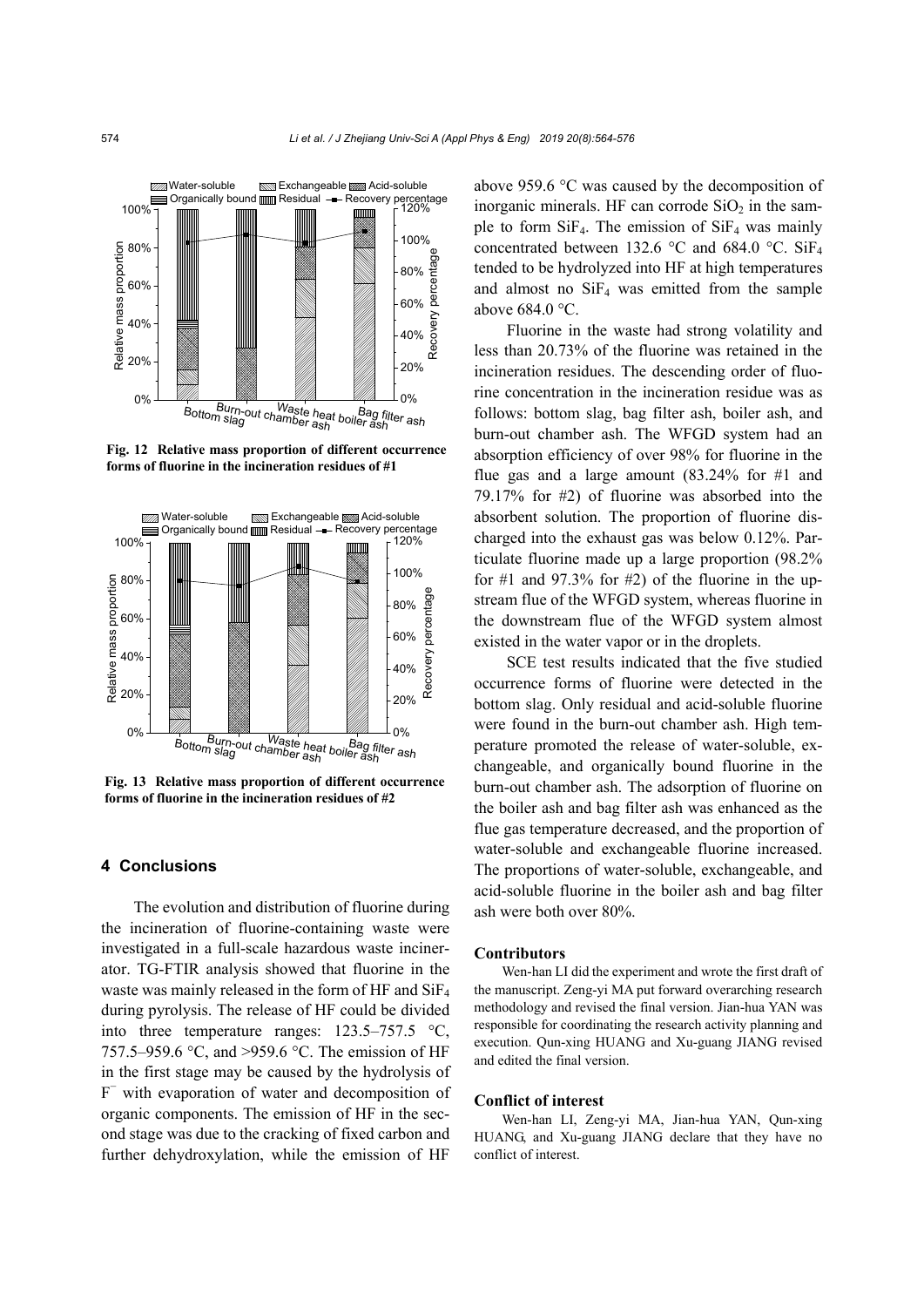Fig. 12 Relative mass proportion of different occurrence forms of fluorine in the incineration residues of #1

Fig. 13 Relative mass proportion of different occurrence forms of fluorine in the incineration residues of #2

## 4 Conclusions

The evolution and distribution of fluorine during the incineration of fluorine-containing waste were investigated in a full-scale hazardous waste incinerator. TG-FTIR analysis showed that fluorine in the waste was mainly released in the form of HF and $SiF_4$ during pyrolysis. The release of HF could be divided into three temperature ranges: 123.5–757.5 °C, 757.5–959.6 °C, and >959.6 °C. The emission of HF in the first stage may be caused by the hydrolysis of $F^-$ with evaporation of water and decomposition of organic components. The emission of HF in the second stage was due to the cracking of fixed carbon and further dehydroxylation, while the emission of HF above 959.6 °C was caused by the decomposition of inorganic minerals. HF can corrode $SiO_2$ in the sample to form $SiF_4$. The emission of $SiF_4$ was mainly concentrated between 132.6 °C and 684.0 °C. $SiF_4$ tended to be hydrolyzed into HF at high temperatures and almost no $SiF_4$ was emitted from the sample above 684.0 °C.

Fluorine in the waste had strong volatility and less than 20.73% of the fluorine was retained in the incineration residues. The descending order of fluorine concentration in the incineration residue was as follows: bottom slag, bag filter ash, boiler ash, and burn-out chamber ash. The WFGD system had an absorption efficiency of over 98% for fluorine in the flue gas and a large amount (83.24% for #1 and 79.17% for #2) of fluorine was absorbed into the absorbent solution. The proportion of fluorine discharged into the exhaust gas was below 0.12%. Particulate fluorine made up a large proportion (98.2% for #1 and 97.3% for #2) of the fluorine in the upstream flue of the WFGD system, whereas fluorine in the downstream flue of the WFGD system almost existed in the water vapor or in the droplets.

SCE test results indicated that the five studied occurrence forms of fluorine were detected in the bottom slag. Only residual and acid-soluble fluorine were found in the burn-out chamber ash. High temperature promoted the release of water-soluble, exchangeable, and organically bound fluorine in the burn-out chamber ash. The adsorption of fluorine on the boiler ash and bag filter ash was enhanced as the flue gas temperature decreased, and the proportion of water-soluble and exchangeable fluorine increased. The proportions of water-soluble, exchangeable, and acid-soluble fluorine in the boiler ash and bag filter ash were both over 80%.

### Contributors

Wen-han LI did the experiment and wrote the first draft of the manuscript. Zeng-yi MA put forward overarching research methodology and revised the final version. Jian-hua YAN was responsible for coordinating the research activity planning and execution. Qun-xing HUANG and Xu-guang JIANG revised and edited the final version.

### Conflict of interest

Wen-han LI, Zeng-yi MA, Jian-hua YAN, Qun-xing HUANG, and Xu-guang JIANG declare that they have no conflict of interest.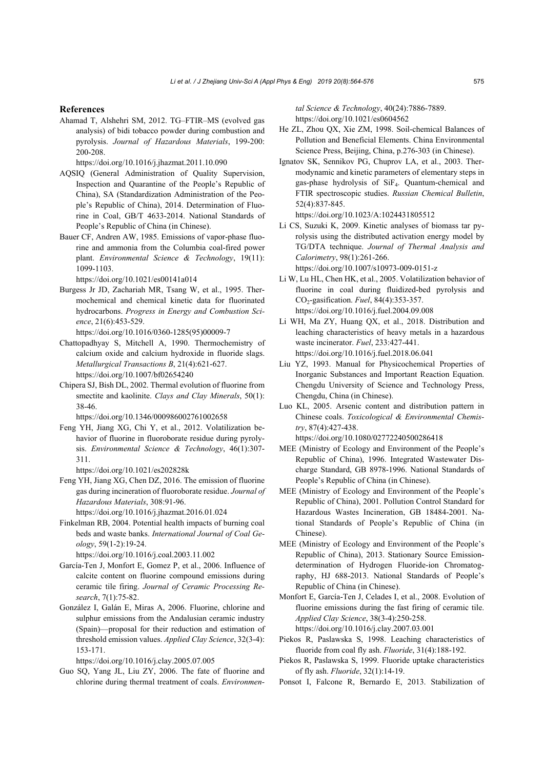## References

Ahamad T, Alshehri SM, 2012. TG–FTIR–MS (evolved gas analysis) of bidi tobacco powder during combustion and pyrolysis. *Journal of Hazardous Materials*, 199-200: 200-208.
https://doi.org/10.1016/j.jhazmat.2011.10.090

AQSIQ (General Administration of Quality Supervision, Inspection and Quarantine of the People's Republic of China), SA (Standardization Administration of the People's Republic of China), 2014. Determination of Fluorine in Coal, GB/T 4633-2014. National Standards of People's Republic of China (in Chinese).

Bauer CF, Andren AW, 1985. Emissions of vapor-phase fluorine and ammonia from the Columbia coal-fired power plant. *Environmental Science & Technology*, 19(11): 1099-1103.
https://doi.org/10.1021/es00141a014

Burgess Jr JD, Zachariah MR, Tsang W, et al., 1995. Thermochemical and chemical kinetic data for fluorinated hydrocarbons. *Progress in Energy and Combustion Science*, 21(6):453-529.
https://doi.org/10.1016/0360-1285(95)00009-7

Chattopadhyay S, Mitchell A, 1990. Thermochemistry of calcium oxide and calcium hydroxide in fluoride slags. *Metallurgical Transactions B*, 21(4):621-627.
https://doi.org/10.1007/bf02654240

Chipera SJ, Bish DL, 2002. Thermal evolution of fluorine from smectite and kaolinite. *Clays and Clay Minerals*, 50(1): 38-46.
https://doi.org/10.1346/000986002761002658

Feng YH, Jiang XG, Chi Y, et al., 2012. Volatilization behavior of fluorine in fluoroborate residue during pyrolysis. *Environmental Science & Technology*, 46(1):307-311.
https://doi.org/10.1021/es202828k

Feng YH, Jiang XG, Chen DZ, 2016. The emission of fluorine gas during incineration of fluoroborate residue. *Journal of Hazardous Materials*, 308:91-96.
https://doi.org/10.1016/j.jhazmat.2016.01.024

Finkelman RB, 2004. Potential health impacts of burning coal beds and waste banks. *International Journal of Coal Geology*, 59(1-2):19-24.
https://doi.org/10.1016/j.coal.2003.11.002

García-Ten J, Monfort E, Gomez P, et al., 2006. Influence of calcite content on fluorine compound emissions during ceramic tile firing. *Journal of Ceramic Processing Research*, 7(1):75-82.

González I, Galán E, Miras A, 2006. Fluorine, chlorine and sulphur emissions from the Andalusian ceramic industry (Spain)—proposal for their reduction and estimation of threshold emission values. *Applied Clay Science*, 32(3-4): 153-171.
https://doi.org/10.1016/j.clay.2005.07.005

Guo SQ, Yang JL, Liu ZY, 2006. The fate of fluorine and chlorine during thermal treatment of coals. *Environmental Science & Technology*, 40(24):7886-7889.
https://doi.org/10.1021/es0604562

He ZL, Zhou QX, Xie ZM, 1998. Soil-chemical Balances of Pollution and Beneficial Elements. China Environmental Science Press, Beijing, China, p.276-303 (in Chinese).

Ignatov SK, Sennikov PG, Chuprov LA, et al., 2003. Thermodynamic and kinetic parameters of elementary steps in gas-phase hydrolysis of $SiF_4$. Quantum-chemical and FTIR spectroscopic studies. *Russian Chemical Bulletin*, 52(4):837-845.
https://doi.org/10.1023/A:1024431805512

Li CS, Suzuki K, 2009. Kinetic analyses of biomass tar pyrolysis using the distributed activation energy model by TG/DTA technique. *Journal of Thermal Analysis and Calorimetry*, 98(1):261-266.
https://doi.org/10.1007/s10973-009-0151-z

Li W, Lu HL, Chen HK, et al., 2005. Volatilization behavior of fluorine in coal during fluidized-bed pyrolysis and $CO_2$-gasification. *Fuel*, 84(4):353-357.
https://doi.org/10.1016/j.fuel.2004.09.008

Li WH, Ma ZY, Huang QX, et al., 2018. Distribution and leaching characteristics of heavy metals in a hazardous waste incinerator. *Fuel*, 233:427-441.
https://doi.org/10.1016/j.fuel.2018.06.041

Liu YZ, 1993. Manual for Physicochemical Properties of Inorganic Substances and Important Reaction Equation. Chengdu University of Science and Technology Press, Chengdu, China (in Chinese).

Luo KL, 2005. Arsenic content and distribution pattern in Chinese coals. *Toxicological & Environmental Chemistry*, 87(4):427-438.
https://doi.org/10.1080/02772240500286418

MEE (Ministry of Ecology and Environment of the People's Republic of China), 1996. Integrated Wastewater Discharge Standard, GB 8978-1996. National Standards of People's Republic of China (in Chinese).

MEE (Ministry of Ecology and Environment of the People's Republic of China), 2001. Pollution Control Standard for Hazardous Wastes Incineration, GB 18484-2001. National Standards of People's Republic of China (in Chinese).

MEE (Ministry of Ecology and Environment of the People's Republic of China), 2013. Stationary Source Emission-determination of Hydrogen Fluoride-ion Chromatography, HJ 688-2013. National Standards of People's Republic of China (in Chinese).

Monfort E, García-Ten J, Celades I, et al., 2008. Evolution of fluorine emissions during the fast firing of ceramic tile. *Applied Clay Science*, 38(3-4):250-258.
https://doi.org/10.1016/j.clay.2007.03.001

Piekos R, Paslawska S, 1998. Leaching characteristics of fluoride from coal fly ash. *Fluoride*, 31(4):188-192.

Piekos R, Paslawska S, 1999. Fluoride uptake characteristics of fly ash. *Fluoride*, 32(1):14-19.

Ponsot I, Falcone R, Bernardo E, 2013. Stabilization of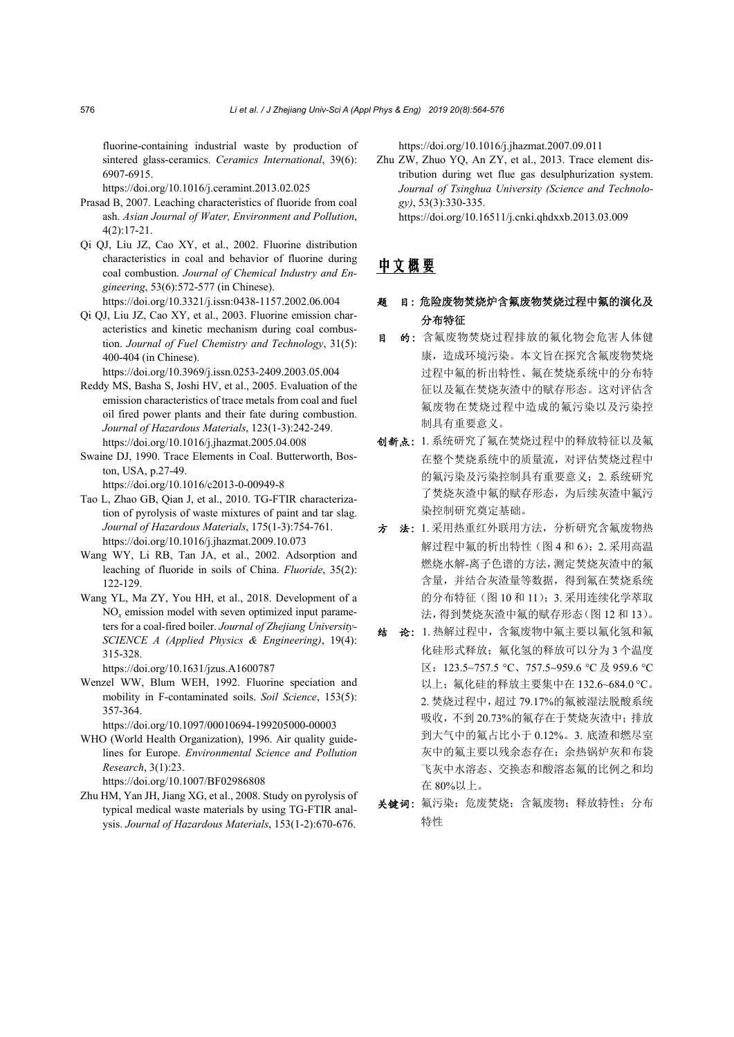fluorine-containing industrial waste by production of sintered glass-ceramics. *Ceramics International*, 39(6): 6907-6915.
https://doi.org/10.1016/j.ceramint.2013.02.025

Prasad B, 2007. Leaching characteristics of fluoride from coal ash. *Asian Journal of Water, Environment and Pollution*, 4(2):17-21.

Qi QJ, Liu JZ, Cao XY, et al., 2002. Fluorine distribution characteristics in coal and behavior of fluorine during coal combustion. *Journal of Chemical Industry and Engineering*, 53(6):572-577 (in Chinese).
https://doi.org/10.3321/j.issn:0438-1157.2002.06.004

Qi QJ, Liu JZ, Cao XY, et al., 2003. Fluorine emission characteristics and kinetic mechanism during coal combustion. *Journal of Fuel Chemistry and Technology*, 31(5): 400-404 (in Chinese).
https://doi.org/10.3969/j.issn.0253-2409.2003.05.004

Reddy MS, Basha S, Joshi HV, et al., 2005. Evaluation of the emission characteristics of trace metals from coal and fuel oil fired power plants and their fate during combustion. *Journal of Hazardous Materials*, 123(1-3):242-249.
https://doi.org/10.1016/j.jhazmat.2005.04.008

Swaine DJ, 1990. Trace Elements in Coal. Butterworth, Boston, USA, p.27-49.
https://doi.org/10.1016/c2013-0-00949-8

Tao L, Zhao GB, Qian J, et al., 2010. TG-FTIR characterization of pyrolysis of waste mixtures of paint and tar slag. *Journal of Hazardous Materials*, 175(1-3):754-761.
https://doi.org/10.1016/j.jhazmat.2009.10.073

Wang WY, Li RB, Tan JA, et al., 2002. Adsorption and leaching of fluoride in soils of China. *Fluoride*, 35(2): 122-129.

Wang YL, Ma ZY, You HH, et al., 2018. Development of a $NO_x$ emission model with seven optimized input parameters for a coal-fired boiler. *Journal of Zhejiang University-SCIENCE A (Applied Physics & Engineering)*, 19(4): 315-328.
https://doi.org/10.1631/jzus.A1600787

Wenzel WW, Blum WEH, 1992. Fluorine speciation and mobility in F-contaminated soils. *Soil Science*, 153(5): 357-364.
https://doi.org/10.1097/00010694-199205000-00003

WHO (World Health Organization), 1996. Air quality guidelines for Europe. *Environmental Science and Pollution Research*, 3(1):23.
https://doi.org/10.1007/BF02986808

Zhu HM, Yan JH, Jiang XG, et al., 2008. Study on pyrolysis of typical medical waste materials by using TG-FTIR analysis. *Journal of Hazardous Materials*, 153(1-2):670-676.
https://doi.org/10.1016/j.jhazmat.2007.09.011

Zhu ZW, Zhuo YQ, An ZY, et al., 2013. Trace element distribution during wet flue gas desulphurization system. *Journal of Tsinghua University (Science and Technology)*, 53(3):330-335.
https://doi.org/10.16511/j.cnki.qhdxxb.2013.03.009

## 中文概要

**题　目：** 危险废物焚烧炉含氟废物焚烧过程中氟的演化及分布特征

**目　的：** 含氟废物焚烧过程排放的氟化物会危害人体健康，造成环境污染。本文旨在探究含氟废物焚烧过程中氟的析出特性、氟在焚烧系统中的分布特征以及氟在焚烧灰渣中的赋存形态。这对评估含氟废物在焚烧过程中造成的氟污染以及污染控制具有重要意义。

**创新点：** 1. 系统研究了氟在焚烧过程中的释放特征以及氟在整个焚烧系统中的质量流，对评估焚烧过程中的氟污染及污染控制具有重要意义；2. 系统研究了焚烧灰渣中氟的赋存形态，为后续灰渣中氟污染控制研究奠定基础。

**方　法：** 1. 采用热重红外联用方法，分析研究含氟废物热解过程中氟的析出特性（图 4 和 6）；2. 采用高温燃烧水解-离子色谱的方法，测定焚烧灰渣中的氟含量，并结合灰渣量等数据，得到氟在焚烧系统的分布特征（图 10 和 11）；3. 采用连续化学萃取法，得到焚烧灰渣中氟的赋存形态（图 12 和 13）。

**结　论：** 1. 热解过程中，含氟废物中氟主要以氟化氢和氟化硅形式释放；氟化氢的释放可以分为 3 个温度区：123.5~757.5 °C、757.5~959.6 °C 及 959.6 °C 以上；氟化硅的释放主要集中在 132.6~684.0 °C。2. 焚烧过程中，超过 79.17%的氟被湿法脱酸系统吸收，不到 20.73%的氟存在于焚烧灰渣中；排放到大气中的氟占比小于 0.12%。3. 底渣和燃尽室灰中的氟主要以残余态存在；余热锅炉灰和布袋飞灰中水溶态、交换态和酸溶态氟的比例之和均在 80%以上。

**关键词：** 氟污染；危废焚烧；含氟废物；释放特性；分布特性